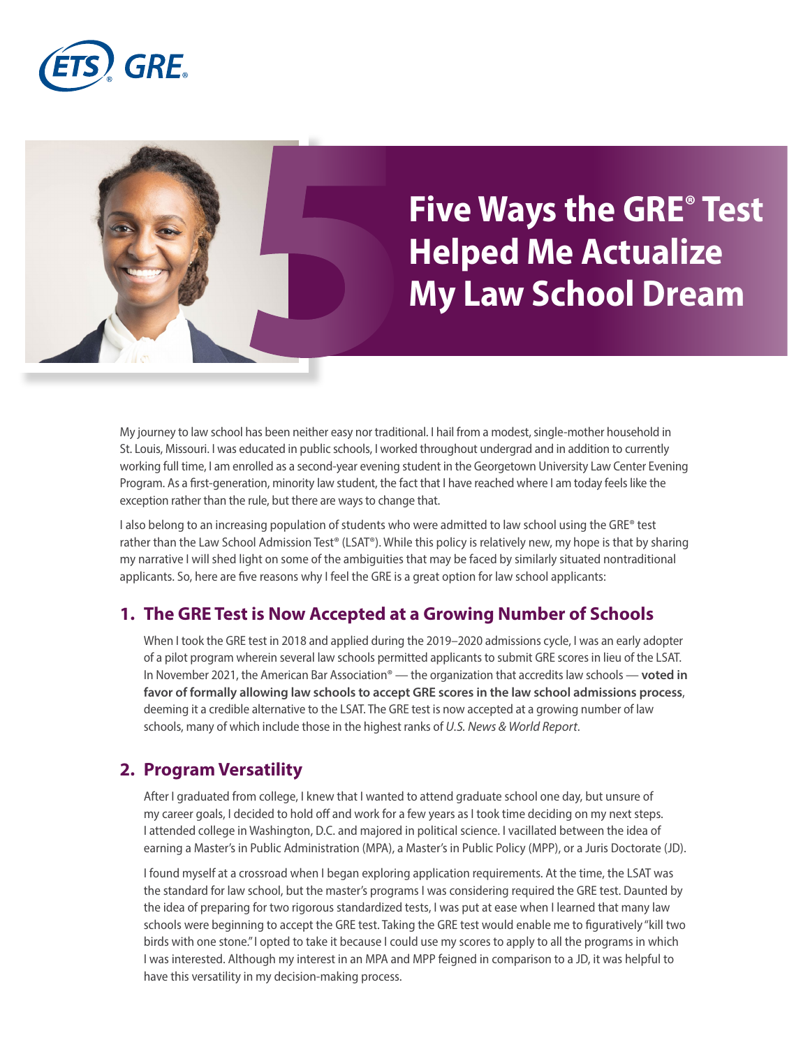# Five Ways the GRE® Test Helped Me Actualize My Law School Dream

My journey to law school has been neither easy nor traditional. I hail from a modest, single-mother household in St. Louis, Missouri. I was educated in public schools, I worked throughout undergrad and in addition to currently working full time, I am enrolled as a second-year evening student in the Georgetown University Law Center Evening Program. As a first-generation, minority law student, the fact that I have reached where I am today feels like the exception rather than the rule, but there are ways to change that.

I also belong to an increasing population of students who were admitted to law school using the GRE® test rather than the Law School Admission Test® (LSAT®). While this policy is relatively new, my hope is that by sharing my narrative I will shed light on some of the ambiguities that may be faced by similarly situated nontraditional applicants. So, here are five reasons why I feel the GRE is a great option for law school applicants:

## 1. The GRE Test is Now Accepted at a Growing Number of Schools

When I took the GRE test in 2018 and applied during the 2019–2020 admissions cycle, I was an early adopter of a pilot program wherein several law schools permitted applicants to submit GRE scores in lieu of the LSAT. In November 2021, the American Bar Association® — the organization that accredits law schools — **voted in favor of formally allowing law schools to accept GRE scores in the law school admissions process**, deeming it a credible alternative to the LSAT. The GRE test is now accepted at a growing number of law schools, many of which include those in the highest ranks of *U.S. News & World Report*.

## 2. Program Versatility

After I graduated from college, I knew that I wanted to attend graduate school one day, but unsure of my career goals, I decided to hold off and work for a few years as I took time deciding on my next steps. I attended college in Washington, D.C. and majored in political science. I vacillated between the idea of earning a Master's in Public Administration (MPA), a Master's in Public Policy (MPP), or a Juris Doctorate (JD).

I found myself at a crossroad when I began exploring application requirements. At the time, the LSAT was the standard for law school, but the master's programs I was considering required the GRE test. Daunted by the idea of preparing for two rigorous standardized tests, I was put at ease when I learned that many law schools were beginning to accept the GRE test. Taking the GRE test would enable me to figuratively "kill two birds with one stone." I opted to take it because I could use my scores to apply to all the programs in which I was interested. Although my interest in an MPA and MPP feigned in comparison to a JD, it was helpful to have this versatility in my decision-making process.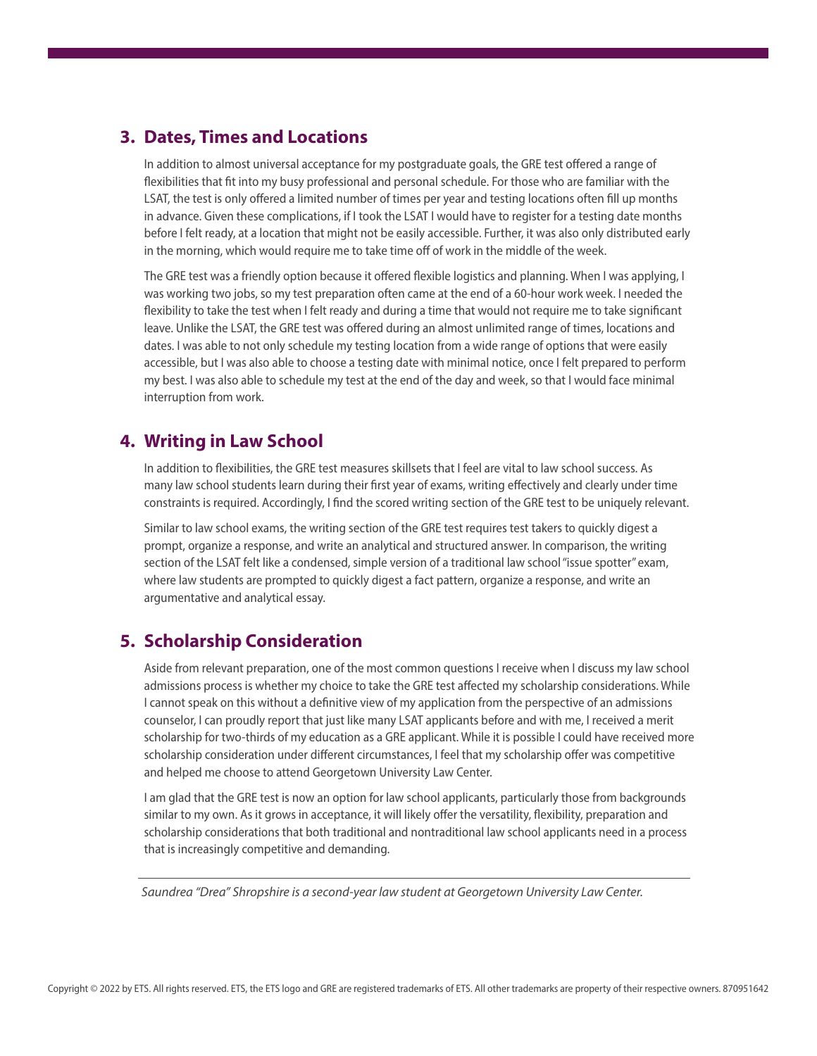## 3. Dates, Times and Locations

In addition to almost universal acceptance for my postgraduate goals, the GRE test offered a range of flexibilities that fit into my busy professional and personal schedule. For those who are familiar with the LSAT, the test is only offered a limited number of times per year and testing locations often fill up months in advance. Given these complications, if I took the LSAT I would have to register for a testing date months before I felt ready, at a location that might not be easily accessible. Further, it was also only distributed early in the morning, which would require me to take time off of work in the middle of the week.

The GRE test was a friendly option because it offered flexible logistics and planning. When I was applying, I was working two jobs, so my test preparation often came at the end of a 60-hour work week. I needed the flexibility to take the test when I felt ready and during a time that would not require me to take significant leave. Unlike the LSAT, the GRE test was offered during an almost unlimited range of times, locations and dates. I was able to not only schedule my testing location from a wide range of options that were easily accessible, but I was also able to choose a testing date with minimal notice, once I felt prepared to perform my best. I was also able to schedule my test at the end of the day and week, so that I would face minimal interruption from work.

## 4. Writing in Law School

In addition to flexibilities, the GRE test measures skillsets that I feel are vital to law school success. As many law school students learn during their first year of exams, writing effectively and clearly under time constraints is required. Accordingly, I find the scored writing section of the GRE test to be uniquely relevant.

Similar to law school exams, the writing section of the GRE test requires test takers to quickly digest a prompt, organize a response, and write an analytical and structured answer. In comparison, the writing section of the LSAT felt like a condensed, simple version of a traditional law school "issue spotter" exam, where law students are prompted to quickly digest a fact pattern, organize a response, and write an argumentative and analytical essay.

## 5. Scholarship Consideration

Aside from relevant preparation, one of the most common questions I receive when I discuss my law school admissions process is whether my choice to take the GRE test affected my scholarship considerations. While I cannot speak on this without a definitive view of my application from the perspective of an admissions counselor, I can proudly report that just like many LSAT applicants before and with me, I received a merit scholarship for two-thirds of my education as a GRE applicant. While it is possible I could have received more scholarship consideration under different circumstances, I feel that my scholarship offer was competitive and helped me choose to attend Georgetown University Law Center.

I am glad that the GRE test is now an option for law school applicants, particularly those from backgrounds similar to my own. As it grows in acceptance, it will likely offer the versatility, flexibility, preparation and scholarship considerations that both traditional and nontraditional law school applicants need in a process that is increasingly competitive and demanding.

---

*Saundrea "Drea" Shropshire is a second-year law student at Georgetown University Law Center.*

Copyright © 2022 by ETS. All rights reserved. ETS, the ETS logo and GRE are registered trademarks of ETS. All other trademarks are property of their respective owners. 870951642